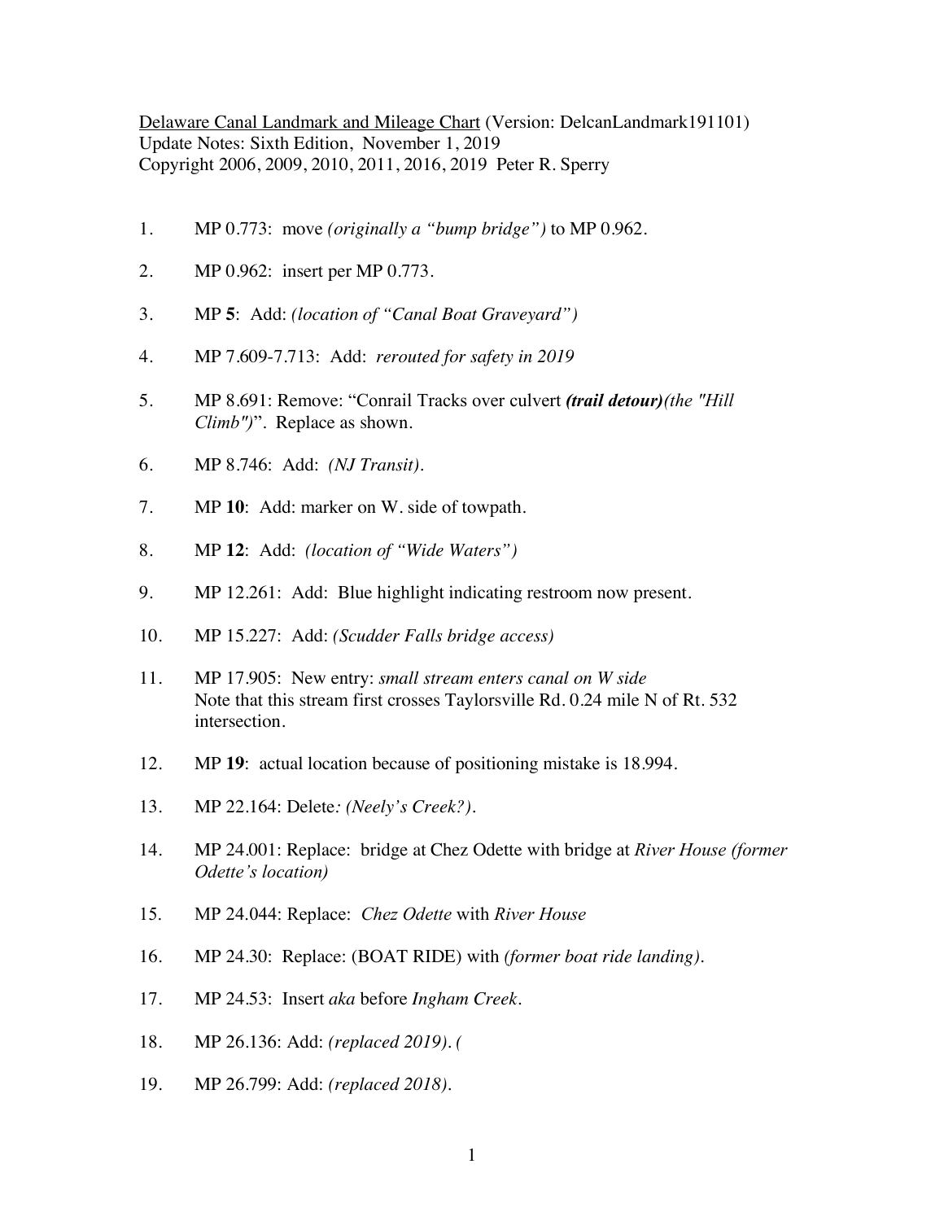<u>Delaware Canal Landmark and Mileage Chart</u> (Version: DelcanLandmark191101)
Update Notes: Sixth Edition, November 1, 2019
Copyright 2006, 2009, 2010, 2011, 2016, 2019 Peter R. Sperry

1. MP 0.773: move *(originally a "bump bridge")* to MP 0.962.

2. MP 0.962: insert per MP 0.773.

3. MP **5**: Add: *(location of "Canal Boat Graveyard")*

4. MP 7.609-7.713: Add: *rerouted for safety in 2019*

5. MP 8.691: Remove: "Conrail Tracks over culvert ***(trail detour)****(the "Hill Climb")*". Replace as shown.

6. MP 8.746: Add: *(NJ Transit)*.

7. MP **10**: Add: marker on W. side of towpath.

8. MP **12**: Add: *(location of "Wide Waters")*

9. MP 12.261: Add: Blue highlight indicating restroom now present.

10. MP 15.227: Add: *(Scudder Falls bridge access)*

11. MP 17.905: New entry: *small stream enters canal on W side*
    Note that this stream first crosses Taylorsville Rd. 0.24 mile N of Rt. 532 intersection.

12. MP **19**: actual location because of positioning mistake is 18.994.

13. MP 22.164: Delete*: (Neely's Creek?)*.

14. MP 24.001: Replace: bridge at Chez Odette with bridge at *River House (former Odette's location)*

15. MP 24.044: Replace: *Chez Odette* with *River House*

16. MP 24.30: Replace: (BOAT RIDE) with *(former boat ride landing)*.

17. MP 24.53: Insert *aka* before *Ingham Creek*.

18. MP 26.136: Add: *(replaced 2019). (*

19. MP 26.799: Add: *(replaced 2018)*.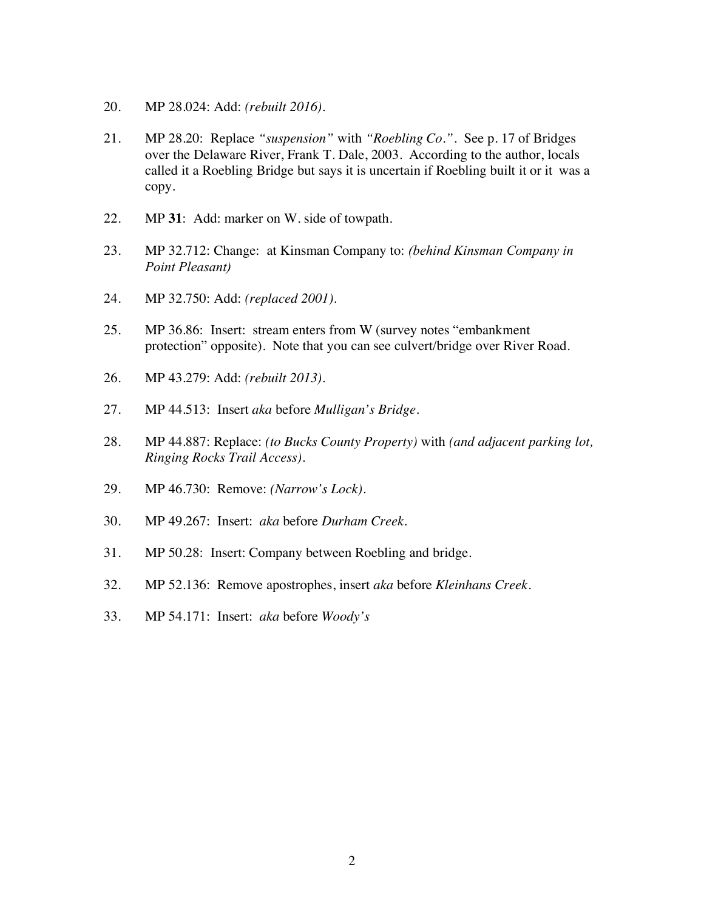20. MP 28.024: Add: *(rebuilt 2016)*.

21. MP 28.20: Replace *"suspension"* with *"Roebling Co."*. See p. 17 of Bridges over the Delaware River, Frank T. Dale, 2003. According to the author, locals called it a Roebling Bridge but says it is uncertain if Roebling built it or it was a copy.

22. MP **31**: Add: marker on W. side of towpath.

23. MP 32.712: Change: at Kinsman Company to: *(behind Kinsman Company in Point Pleasant)*

24. MP 32.750: Add: *(replaced 2001)*.

25. MP 36.86: Insert: stream enters from W (survey notes "embankment protection" opposite). Note that you can see culvert/bridge over River Road.

26. MP 43.279: Add: *(rebuilt 2013)*.

27. MP 44.513: Insert *aka* before *Mulligan's Bridge*.

28. MP 44.887: Replace: *(to Bucks County Property)* with *(and adjacent parking lot, Ringing Rocks Trail Access)*.

29. MP 46.730: Remove: *(Narrow's Lock)*.

30. MP 49.267: Insert: *aka* before *Durham Creek*.

31. MP 50.28: Insert: Company between Roebling and bridge.

32. MP 52.136: Remove apostrophes, insert *aka* before *Kleinhans Creek*.

33. MP 54.171: Insert: *aka* before *Woody's*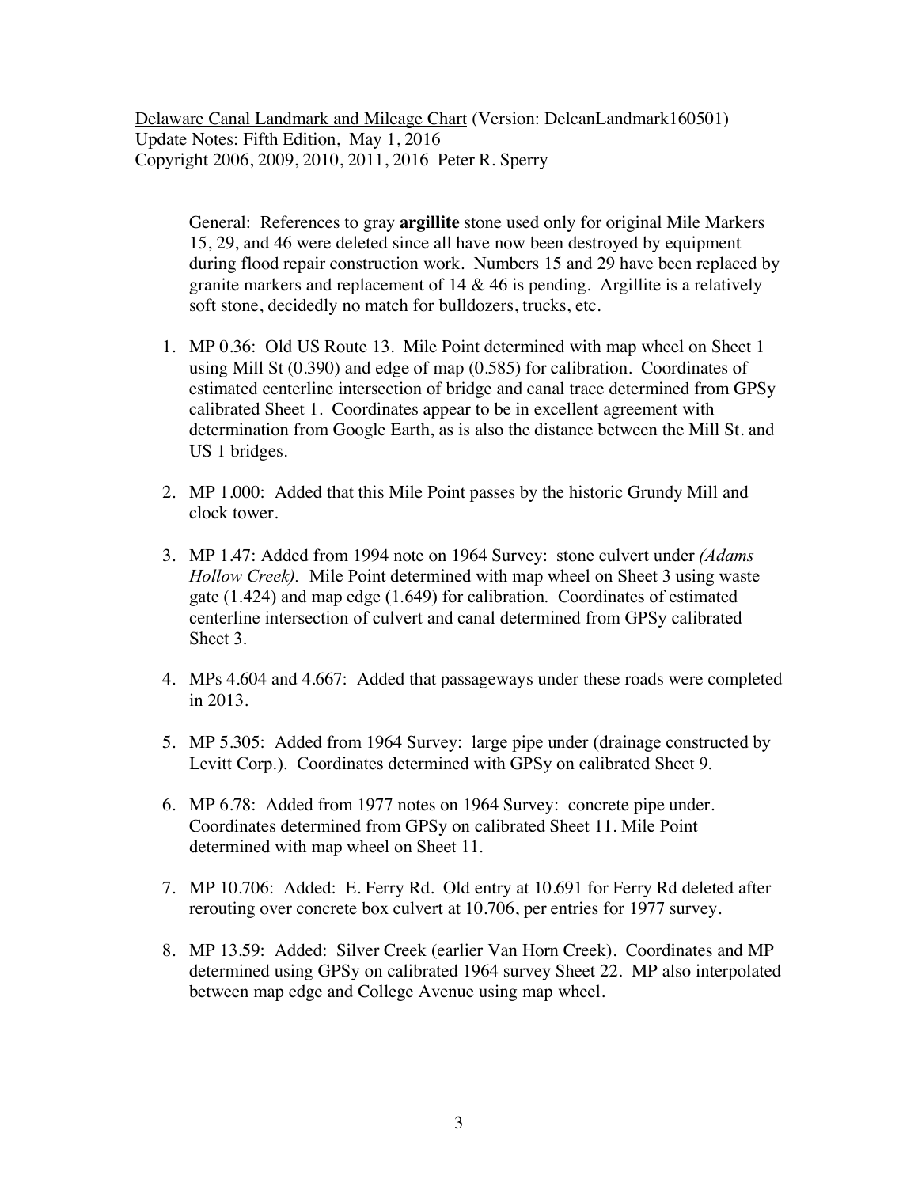Delaware Canal Landmark and Mileage Chart (Version: DelcanLandmark160501)
Update Notes: Fifth Edition, May 1, 2016
Copyright 2006, 2009, 2010, 2011, 2016 Peter R. Sperry

General: References to gray **argillite** stone used only for original Mile Markers 15, 29, and 46 were deleted since all have now been destroyed by equipment during flood repair construction work. Numbers 15 and 29 have been replaced by granite markers and replacement of 14 & 46 is pending. Argillite is a relatively soft stone, decidedly no match for bulldozers, trucks, etc.

1. MP 0.36: Old US Route 13. Mile Point determined with map wheel on Sheet 1 using Mill St (0.390) and edge of map (0.585) for calibration. Coordinates of estimated centerline intersection of bridge and canal trace determined from GPSy calibrated Sheet 1. Coordinates appear to be in excellent agreement with determination from Google Earth, as is also the distance between the Mill St. and US 1 bridges.
2. MP 1.000: Added that this Mile Point passes by the historic Grundy Mill and clock tower.
3. MP 1.47: Added from 1994 note on 1964 Survey: stone culvert under *(Adams Hollow Creek).* Mile Point determined with map wheel on Sheet 3 using waste gate (1.424) and map edge (1.649) for calibration. Coordinates of estimated centerline intersection of culvert and canal determined from GPSy calibrated Sheet 3.
4. MPs 4.604 and 4.667: Added that passageways under these roads were completed in 2013.
5. MP 5.305: Added from 1964 Survey: large pipe under (drainage constructed by Levitt Corp.). Coordinates determined with GPSy on calibrated Sheet 9.
6. MP 6.78: Added from 1977 notes on 1964 Survey: concrete pipe under. Coordinates determined from GPSy on calibrated Sheet 11. Mile Point determined with map wheel on Sheet 11.
7. MP 10.706: Added: E. Ferry Rd. Old entry at 10.691 for Ferry Rd deleted after rerouting over concrete box culvert at 10.706, per entries for 1977 survey.
8. MP 13.59: Added: Silver Creek (earlier Van Horn Creek). Coordinates and MP determined using GPSy on calibrated 1964 survey Sheet 22. MP also interpolated between map edge and College Avenue using map wheel.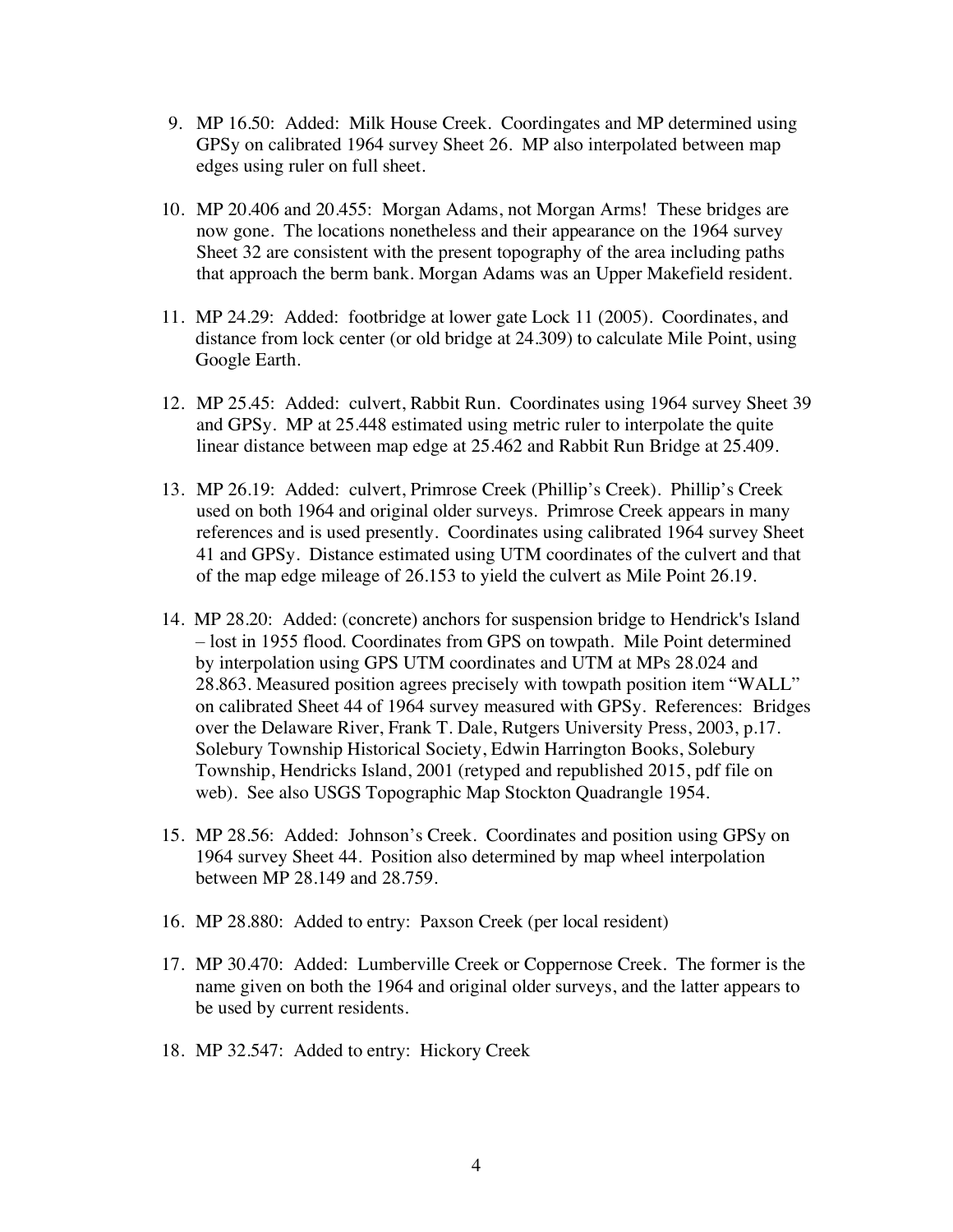9. MP 16.50: Added: Milk House Creek. Coordingates and MP determined using GPSy on calibrated 1964 survey Sheet 26. MP also interpolated between map edges using ruler on full sheet.

10. MP 20.406 and 20.455: Morgan Adams, not Morgan Arms! These bridges are now gone. The locations nonetheless and their appearance on the 1964 survey Sheet 32 are consistent with the present topography of the area including paths that approach the berm bank. Morgan Adams was an Upper Makefield resident.

11. MP 24.29: Added: footbridge at lower gate Lock 11 (2005). Coordinates, and distance from lock center (or old bridge at 24.309) to calculate Mile Point, using Google Earth.

12. MP 25.45: Added: culvert, Rabbit Run. Coordinates using 1964 survey Sheet 39 and GPSy. MP at 25.448 estimated using metric ruler to interpolate the quite linear distance between map edge at 25.462 and Rabbit Run Bridge at 25.409.

13. MP 26.19: Added: culvert, Primrose Creek (Phillip's Creek). Phillip's Creek used on both 1964 and original older surveys. Primrose Creek appears in many references and is used presently. Coordinates using calibrated 1964 survey Sheet 41 and GPSy. Distance estimated using UTM coordinates of the culvert and that of the map edge mileage of 26.153 to yield the culvert as Mile Point 26.19.

14. MP 28.20: Added: (concrete) anchors for suspension bridge to Hendrick's Island – lost in 1955 flood. Coordinates from GPS on towpath. Mile Point determined by interpolation using GPS UTM coordinates and UTM at MPs 28.024 and 28.863. Measured position agrees precisely with towpath position item "WALL" on calibrated Sheet 44 of 1964 survey measured with GPSy. References: Bridges over the Delaware River, Frank T. Dale, Rutgers University Press, 2003, p.17. Solebury Township Historical Society, Edwin Harrington Books, Solebury Township, Hendricks Island, 2001 (retyped and republished 2015, pdf file on web). See also USGS Topographic Map Stockton Quadrangle 1954.

15. MP 28.56: Added: Johnson's Creek. Coordinates and position using GPSy on 1964 survey Sheet 44. Position also determined by map wheel interpolation between MP 28.149 and 28.759.

16. MP 28.880: Added to entry: Paxson Creek (per local resident)

17. MP 30.470: Added: Lumberville Creek or Coppernose Creek. The former is the name given on both the 1964 and original older surveys, and the latter appears to be used by current residents.

18. MP 32.547: Added to entry: Hickory Creek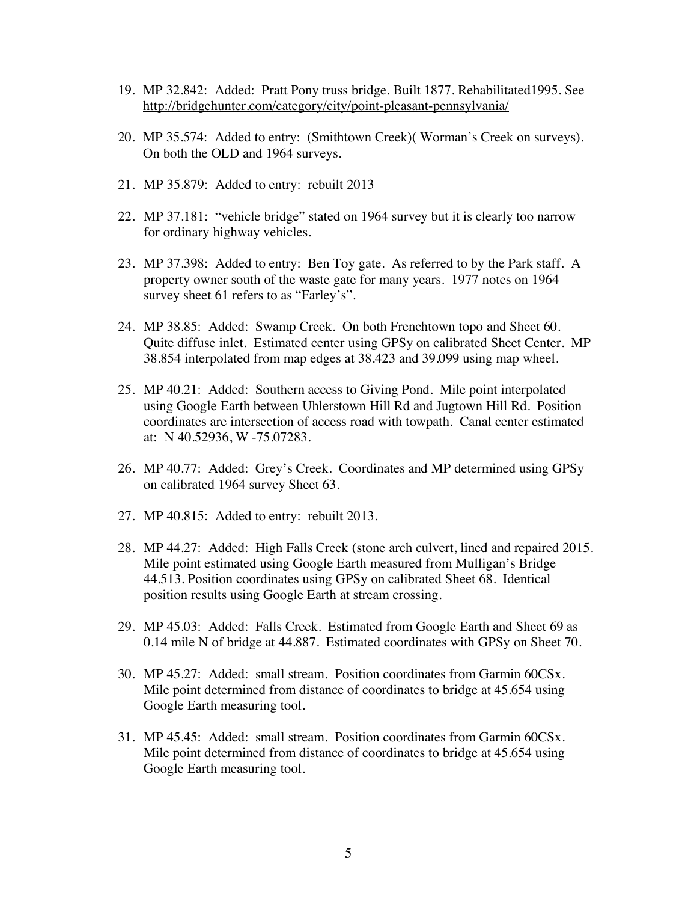19. MP 32.842: Added: Pratt Pony truss bridge. Built 1877. Rehabilitated1995. See http://bridgehunter.com/category/city/point-pleasant-pennsylvania/

20. MP 35.574: Added to entry: (Smithtown Creek)( Worman's Creek on surveys). On both the OLD and 1964 surveys.

21. MP 35.879: Added to entry: rebuilt 2013

22. MP 37.181: "vehicle bridge" stated on 1964 survey but it is clearly too narrow for ordinary highway vehicles.

23. MP 37.398: Added to entry: Ben Toy gate. As referred to by the Park staff. A property owner south of the waste gate for many years. 1977 notes on 1964 survey sheet 61 refers to as "Farley's".

24. MP 38.85: Added: Swamp Creek. On both Frenchtown topo and Sheet 60. Quite diffuse inlet. Estimated center using GPSy on calibrated Sheet Center. MP 38.854 interpolated from map edges at 38.423 and 39.099 using map wheel.

25. MP 40.21: Added: Southern access to Giving Pond. Mile point interpolated using Google Earth between Uhlerstown Hill Rd and Jugtown Hill Rd. Position coordinates are intersection of access road with towpath. Canal center estimated at: N 40.52936, W -75.07283.

26. MP 40.77: Added: Grey's Creek. Coordinates and MP determined using GPSy on calibrated 1964 survey Sheet 63.

27. MP 40.815: Added to entry: rebuilt 2013.

28. MP 44.27: Added: High Falls Creek (stone arch culvert, lined and repaired 2015. Mile point estimated using Google Earth measured from Mulligan's Bridge 44.513. Position coordinates using GPSy on calibrated Sheet 68. Identical position results using Google Earth at stream crossing.

29. MP 45.03: Added: Falls Creek. Estimated from Google Earth and Sheet 69 as 0.14 mile N of bridge at 44.887. Estimated coordinates with GPSy on Sheet 70.

30. MP 45.27: Added: small stream. Position coordinates from Garmin 60CSx. Mile point determined from distance of coordinates to bridge at 45.654 using Google Earth measuring tool.

31. MP 45.45: Added: small stream. Position coordinates from Garmin 60CSx. Mile point determined from distance of coordinates to bridge at 45.654 using Google Earth measuring tool.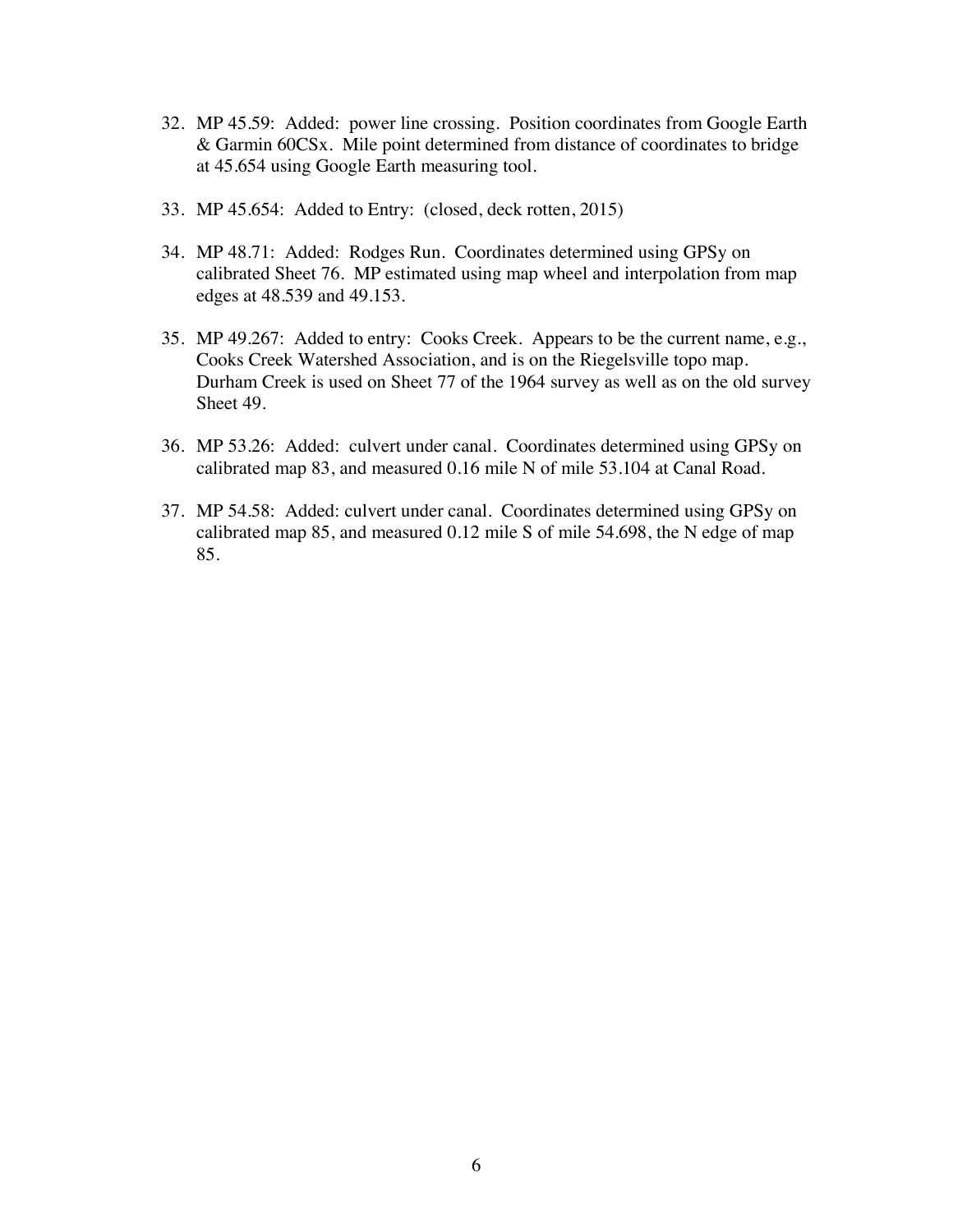32. MP 45.59: Added: power line crossing. Position coordinates from Google Earth & Garmin 60CSx. Mile point determined from distance of coordinates to bridge at 45.654 using Google Earth measuring tool.

33. MP 45.654: Added to Entry: (closed, deck rotten, 2015)

34. MP 48.71: Added: Rodges Run. Coordinates determined using GPSy on calibrated Sheet 76. MP estimated using map wheel and interpolation from map edges at 48.539 and 49.153.

35. MP 49.267: Added to entry: Cooks Creek. Appears to be the current name, e.g., Cooks Creek Watershed Association, and is on the Riegelsville topo map. Durham Creek is used on Sheet 77 of the 1964 survey as well as on the old survey Sheet 49.

36. MP 53.26: Added: culvert under canal. Coordinates determined using GPSy on calibrated map 83, and measured 0.16 mile N of mile 53.104 at Canal Road.

37. MP 54.58: Added: culvert under canal. Coordinates determined using GPSy on calibrated map 85, and measured 0.12 mile S of mile 54.698, the N edge of map 85.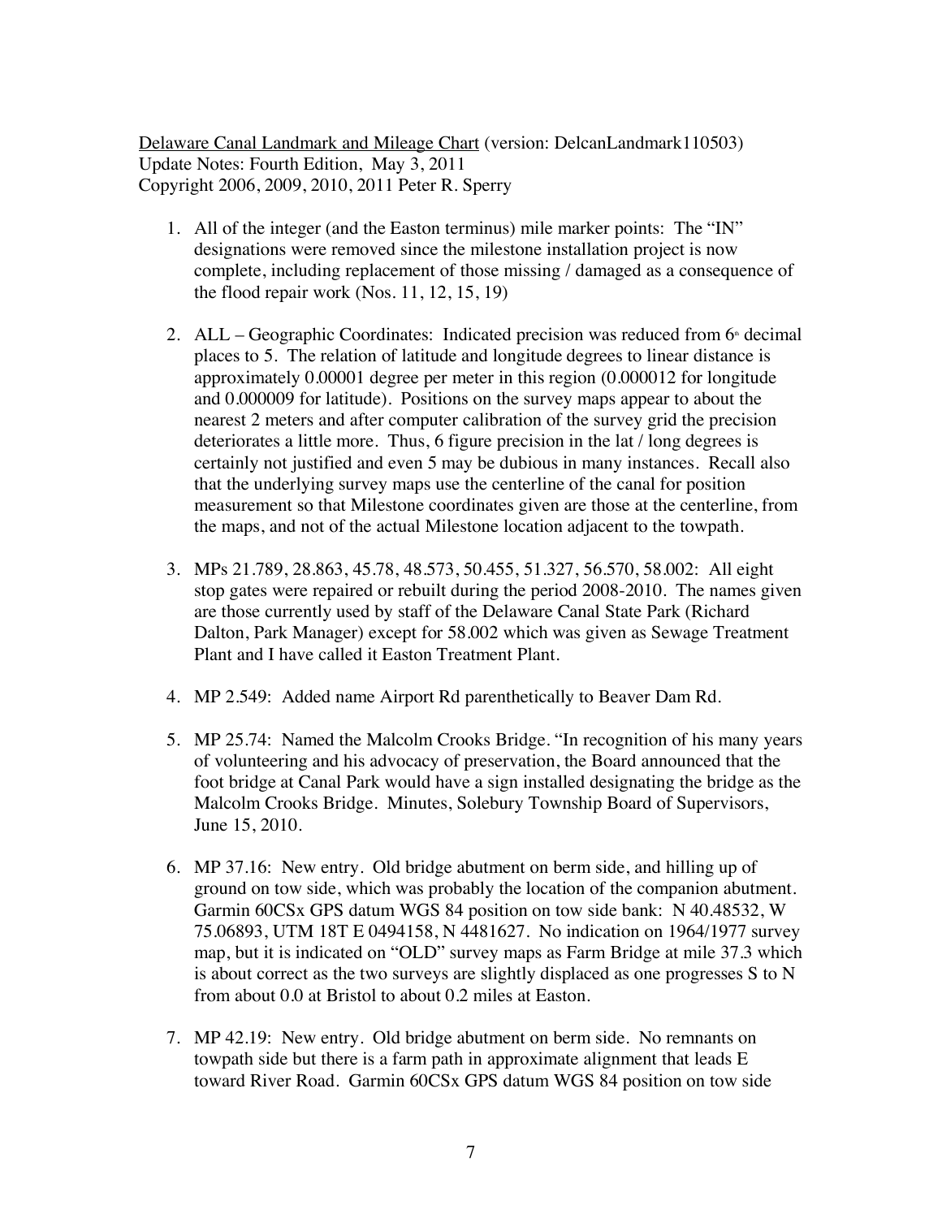Delaware Canal Landmark and Mileage Chart (version: DelcanLandmark110503)
Update Notes: Fourth Edition, May 3, 2011
Copyright 2006, 2009, 2010, 2011 Peter R. Sperry

1. All of the integer (and the Easton terminus) mile marker points: The "IN" designations were removed since the milestone installation project is now complete, including replacement of those missing / damaged as a consequence of the flood repair work (Nos. 11, 12, 15, 19)

2. ALL – Geographic Coordinates: Indicated precision was reduced from 6th decimal places to 5. The relation of latitude and longitude degrees to linear distance is approximately 0.00001 degree per meter in this region (0.000012 for longitude and 0.000009 for latitude). Positions on the survey maps appear to about the nearest 2 meters and after computer calibration of the survey grid the precision deteriorates a little more. Thus, 6 figure precision in the lat / long degrees is certainly not justified and even 5 may be dubious in many instances. Recall also that the underlying survey maps use the centerline of the canal for position measurement so that Milestone coordinates given are those at the centerline, from the maps, and not of the actual Milestone location adjacent to the towpath.

3. MPs 21.789, 28.863, 45.78, 48.573, 50.455, 51.327, 56.570, 58.002: All eight stop gates were repaired or rebuilt during the period 2008-2010. The names given are those currently used by staff of the Delaware Canal State Park (Richard Dalton, Park Manager) except for 58.002 which was given as Sewage Treatment Plant and I have called it Easton Treatment Plant.

4. MP 2.549: Added name Airport Rd parenthetically to Beaver Dam Rd.

5. MP 25.74: Named the Malcolm Crooks Bridge. "In recognition of his many years of volunteering and his advocacy of preservation, the Board announced that the foot bridge at Canal Park would have a sign installed designating the bridge as the Malcolm Crooks Bridge. Minutes, Solebury Township Board of Supervisors, June 15, 2010.

6. MP 37.16: New entry. Old bridge abutment on berm side, and hilling up of ground on tow side, which was probably the location of the companion abutment. Garmin 60CSx GPS datum WGS 84 position on tow side bank: N 40.48532, W 75.06893, UTM 18T E 0494158, N 4481627. No indication on 1964/1977 survey map, but it is indicated on "OLD" survey maps as Farm Bridge at mile 37.3 which is about correct as the two surveys are slightly displaced as one progresses S to N from about 0.0 at Bristol to about 0.2 miles at Easton.

7. MP 42.19: New entry. Old bridge abutment on berm side. No remnants on towpath side but there is a farm path in approximate alignment that leads E toward River Road. Garmin 60CSx GPS datum WGS 84 position on tow side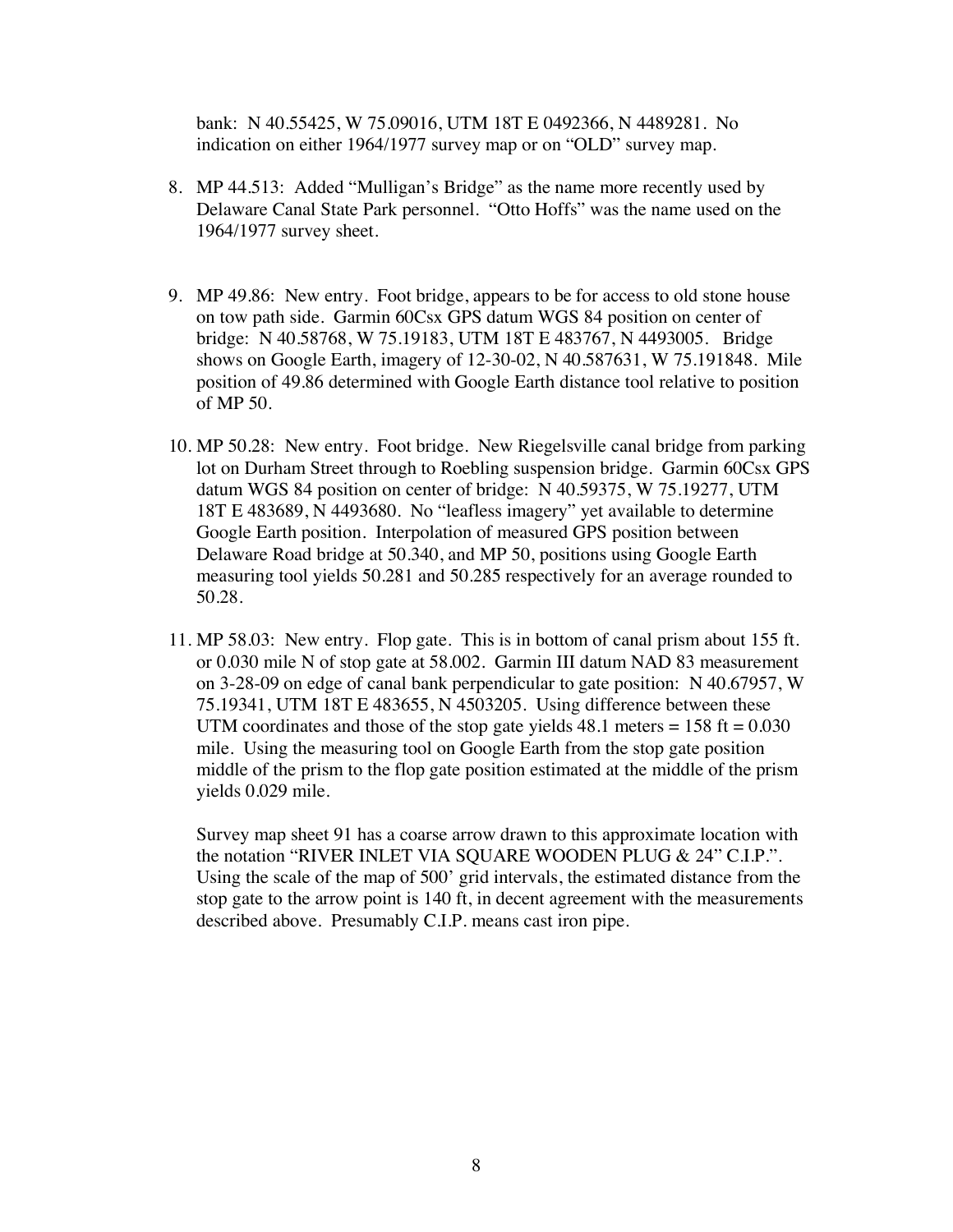bank: N 40.55425, W 75.09016, UTM 18T E 0492366, N 4489281. No indication on either 1964/1977 survey map or on "OLD" survey map.

8. MP 44.513: Added "Mulligan's Bridge" as the name more recently used by Delaware Canal State Park personnel. "Otto Hoffs" was the name used on the 1964/1977 survey sheet.

9. MP 49.86: New entry. Foot bridge, appears to be for access to old stone house on tow path side. Garmin 60Csx GPS datum WGS 84 position on center of bridge: N 40.58768, W 75.19183, UTM 18T E 483767, N 4493005. Bridge shows on Google Earth, imagery of 12-30-02, N 40.587631, W 75.191848. Mile position of 49.86 determined with Google Earth distance tool relative to position of MP 50.

10. MP 50.28: New entry. Foot bridge. New Riegelsville canal bridge from parking lot on Durham Street through to Roebling suspension bridge. Garmin 60Csx GPS datum WGS 84 position on center of bridge: N 40.59375, W 75.19277, UTM 18T E 483689, N 4493680. No "leafless imagery" yet available to determine Google Earth position. Interpolation of measured GPS position between Delaware Road bridge at 50.340, and MP 50, positions using Google Earth measuring tool yields 50.281 and 50.285 respectively for an average rounded to 50.28.

11. MP 58.03: New entry. Flop gate. This is in bottom of canal prism about 155 ft. or 0.030 mile N of stop gate at 58.002. Garmin III datum NAD 83 measurement on 3-28-09 on edge of canal bank perpendicular to gate position: N 40.67957, W 75.19341, UTM 18T E 483655, N 4503205. Using difference between these UTM coordinates and those of the stop gate yields 48.1 meters = 158 ft = 0.030 mile. Using the measuring tool on Google Earth from the stop gate position middle of the prism to the flop gate position estimated at the middle of the prism yields 0.029 mile.

    Survey map sheet 91 has a coarse arrow drawn to this approximate location with the notation "RIVER INLET VIA SQUARE WOODEN PLUG & 24" C.I.P.". Using the scale of the map of 500' grid intervals, the estimated distance from the stop gate to the arrow point is 140 ft, in decent agreement with the measurements described above. Presumably C.I.P. means cast iron pipe.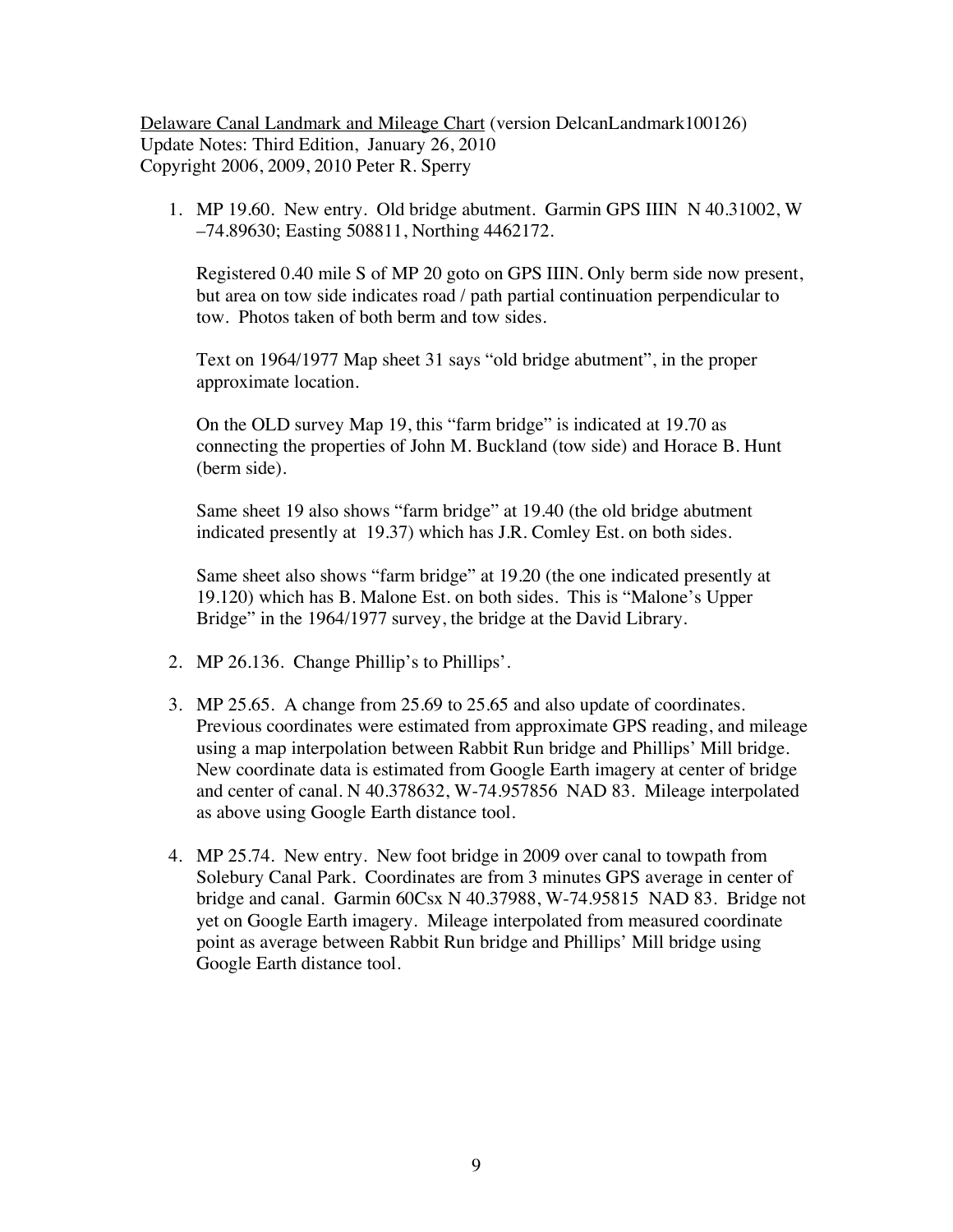Delaware Canal Landmark and Mileage Chart (version DelcanLandmark100126)
Update Notes: Third Edition, January 26, 2010
Copyright 2006, 2009, 2010 Peter R. Sperry

1. MP 19.60. New entry. Old bridge abutment. Garmin GPS IIIN N 40.31002, W –74.89630; Easting 508811, Northing 4462172.

   Registered 0.40 mile S of MP 20 goto on GPS IIIN. Only berm side now present, but area on tow side indicates road / path partial continuation perpendicular to tow. Photos taken of both berm and tow sides.

   Text on 1964/1977 Map sheet 31 says "old bridge abutment", in the proper approximate location.

   On the OLD survey Map 19, this "farm bridge" is indicated at 19.70 as connecting the properties of John M. Buckland (tow side) and Horace B. Hunt (berm side).

   Same sheet 19 also shows "farm bridge" at 19.40 (the old bridge abutment indicated presently at 19.37) which has J.R. Comley Est. on both sides.

   Same sheet also shows "farm bridge" at 19.20 (the one indicated presently at 19.120) which has B. Malone Est. on both sides. This is "Malone's Upper Bridge" in the 1964/1977 survey, the bridge at the David Library.

2. MP 26.136. Change Phillip's to Phillips'.

3. MP 25.65. A change from 25.69 to 25.65 and also update of coordinates. Previous coordinates were estimated from approximate GPS reading, and mileage using a map interpolation between Rabbit Run bridge and Phillips' Mill bridge. New coordinate data is estimated from Google Earth imagery at center of bridge and center of canal. N 40.378632, W-74.957856 NAD 83. Mileage interpolated as above using Google Earth distance tool.

4. MP 25.74. New entry. New foot bridge in 2009 over canal to towpath from Solebury Canal Park. Coordinates are from 3 minutes GPS average in center of bridge and canal. Garmin 60Csx N 40.37988, W-74.95815 NAD 83. Bridge not yet on Google Earth imagery. Mileage interpolated from measured coordinate point as average between Rabbit Run bridge and Phillips' Mill bridge using Google Earth distance tool.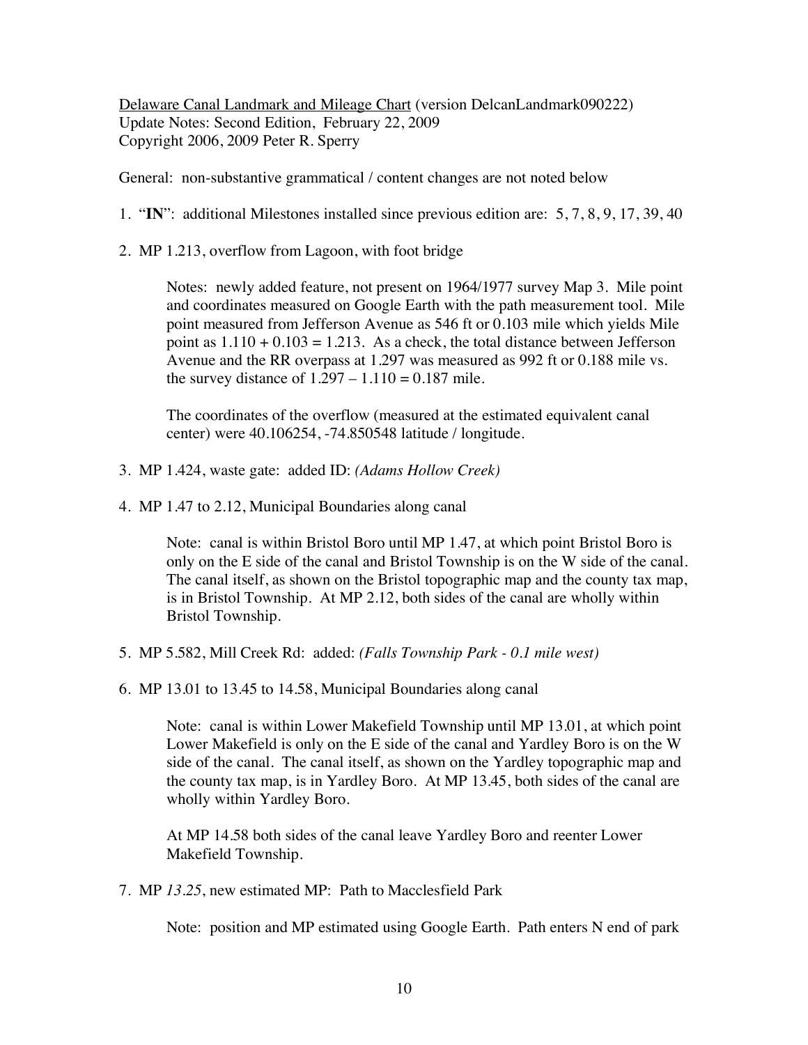<u>Delaware Canal Landmark and Mileage Chart</u> (version DelcanLandmark090222)
Update Notes: Second Edition, February 22, 2009
Copyright 2006, 2009 Peter R. Sperry

General: non-substantive grammatical / content changes are not noted below

1. "**IN**": additional Milestones installed since previous edition are: 5, 7, 8, 9, 17, 39, 40

2. MP 1.213, overflow from Lagoon, with foot bridge

   Notes: newly added feature, not present on 1964/1977 survey Map 3. Mile point and coordinates measured on Google Earth with the path measurement tool. Mile point measured from Jefferson Avenue as 546 ft or 0.103 mile which yields Mile point as 1.110 + 0.103 = 1.213. As a check, the total distance between Jefferson Avenue and the RR overpass at 1.297 was measured as 992 ft or 0.188 mile vs. the survey distance of 1.297 – 1.110 = 0.187 mile.

   The coordinates of the overflow (measured at the estimated equivalent canal center) were 40.106254, -74.850548 latitude / longitude.

3. MP 1.424, waste gate: added ID: *(Adams Hollow Creek)*

4. MP 1.47 to 2.12, Municipal Boundaries along canal

   Note: canal is within Bristol Boro until MP 1.47, at which point Bristol Boro is only on the E side of the canal and Bristol Township is on the W side of the canal. The canal itself, as shown on the Bristol topographic map and the county tax map, is in Bristol Township. At MP 2.12, both sides of the canal are wholly within Bristol Township.

5. MP 5.582, Mill Creek Rd: added: *(Falls Township Park - 0.1 mile west)*

6. MP 13.01 to 13.45 to 14.58, Municipal Boundaries along canal

   Note: canal is within Lower Makefield Township until MP 13.01, at which point Lower Makefield is only on the E side of the canal and Yardley Boro is on the W side of the canal. The canal itself, as shown on the Yardley topographic map and the county tax map, is in Yardley Boro. At MP 13.45, both sides of the canal are wholly within Yardley Boro.

   At MP 14.58 both sides of the canal leave Yardley Boro and reenter Lower Makefield Township.

7. MP *13.25*, new estimated MP: Path to Macclesfield Park

   Note: position and MP estimated using Google Earth. Path enters N end of park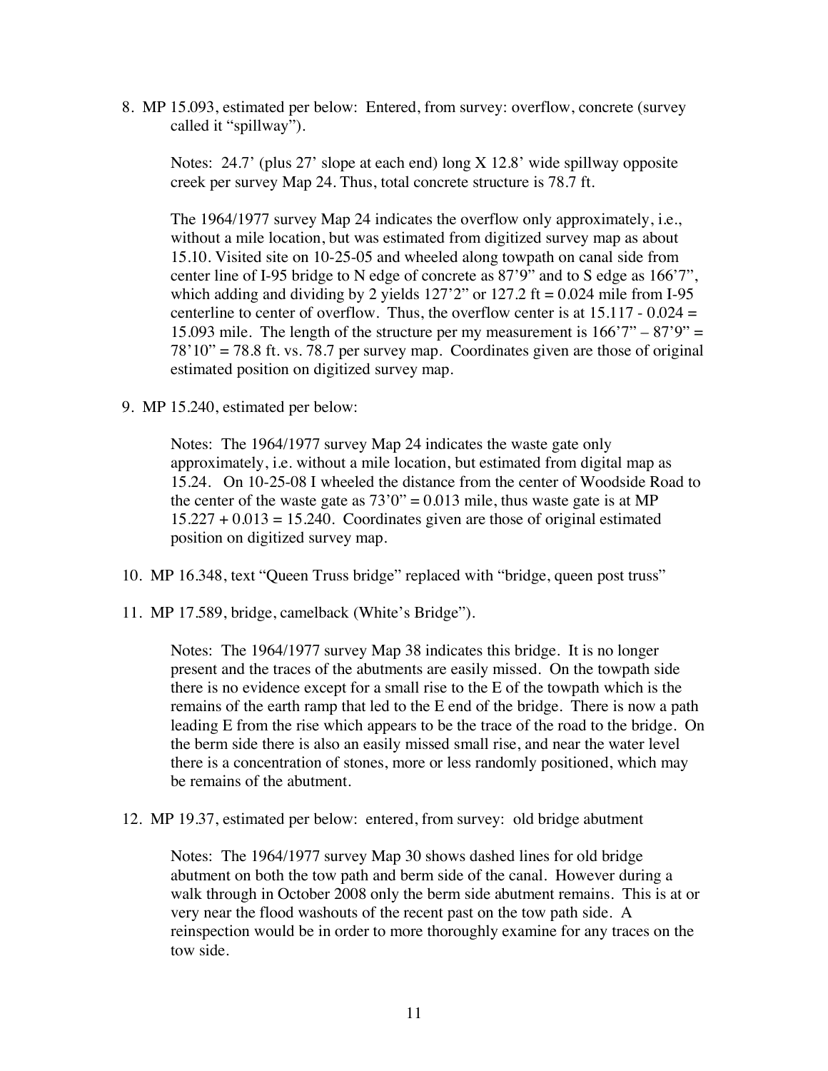8. MP 15.093, estimated per below: Entered, from survey: overflow, concrete (survey called it "spillway").

   Notes: 24.7' (plus 27' slope at each end) long X 12.8' wide spillway opposite creek per survey Map 24. Thus, total concrete structure is 78.7 ft.

   The 1964/1977 survey Map 24 indicates the overflow only approximately, i.e., without a mile location, but was estimated from digitized survey map as about 15.10. Visited site on 10-25-05 and wheeled along towpath on canal side from center line of I-95 bridge to N edge of concrete as 87'9" and to S edge as 166'7", which adding and dividing by 2 yields 127'2" or 127.2 ft = 0.024 mile from I-95 centerline to center of overflow. Thus, the overflow center is at 15.117 - 0.024 = 15.093 mile. The length of the structure per my measurement is 166'7" – 87'9" = 78'10" = 78.8 ft. vs. 78.7 per survey map. Coordinates given are those of original estimated position on digitized survey map.

9. MP 15.240, estimated per below:

   Notes: The 1964/1977 survey Map 24 indicates the waste gate only approximately, i.e. without a mile location, but estimated from digital map as 15.24. On 10-25-08 I wheeled the distance from the center of Woodside Road to the center of the waste gate as 73'0" = 0.013 mile, thus waste gate is at MP 15.227 + 0.013 = 15.240. Coordinates given are those of original estimated position on digitized survey map.

10. MP 16.348, text "Queen Truss bridge" replaced with "bridge, queen post truss"

11. MP 17.589, bridge, camelback (White's Bridge").

    Notes: The 1964/1977 survey Map 38 indicates this bridge. It is no longer present and the traces of the abutments are easily missed. On the towpath side there is no evidence except for a small rise to the E of the towpath which is the remains of the earth ramp that led to the E end of the bridge. There is now a path leading E from the rise which appears to be the trace of the road to the bridge. On the berm side there is also an easily missed small rise, and near the water level there is a concentration of stones, more or less randomly positioned, which may be remains of the abutment.

12. MP 19.37, estimated per below: entered, from survey: old bridge abutment

    Notes: The 1964/1977 survey Map 30 shows dashed lines for old bridge abutment on both the tow path and berm side of the canal. However during a walk through in October 2008 only the berm side abutment remains. This is at or very near the flood washouts of the recent past on the tow path side. A reinspection would be in order to more thoroughly examine for any traces on the tow side.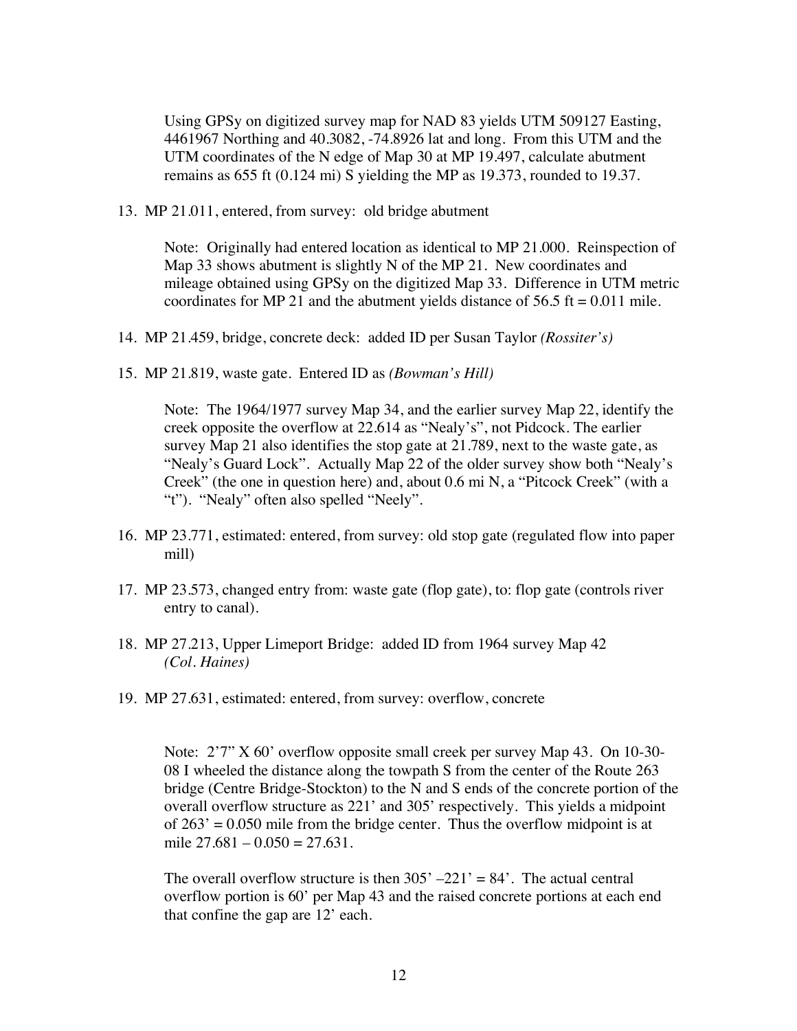Using GPSy on digitized survey map for NAD 83 yields UTM 509127 Easting, 4461967 Northing and 40.3082, -74.8926 lat and long. From this UTM and the UTM coordinates of the N edge of Map 30 at MP 19.497, calculate abutment remains as 655 ft (0.124 mi) S yielding the MP as 19.373, rounded to 19.37.

13. MP 21.011, entered, from survey: old bridge abutment

    Note: Originally had entered location as identical to MP 21.000. Reinspection of Map 33 shows abutment is slightly N of the MP 21. New coordinates and mileage obtained using GPSy on the digitized Map 33. Difference in UTM metric coordinates for MP 21 and the abutment yields distance of 56.5 ft = 0.011 mile.

14. MP 21.459, bridge, concrete deck: added ID per Susan Taylor *(Rossiter's)*

15. MP 21.819, waste gate. Entered ID as *(Bowman's Hill)*

    Note: The 1964/1977 survey Map 34, and the earlier survey Map 22, identify the creek opposite the overflow at 22.614 as "Nealy's", not Pidcock. The earlier survey Map 21 also identifies the stop gate at 21.789, next to the waste gate, as "Nealy's Guard Lock". Actually Map 22 of the older survey show both "Nealy's Creek" (the one in question here) and, about 0.6 mi N, a "Pitcock Creek" (with a "t"). "Nealy" often also spelled "Neely".

16. MP 23.771, estimated: entered, from survey: old stop gate (regulated flow into paper mill)

17. MP 23.573, changed entry from: waste gate (flop gate), to: flop gate (controls river entry to canal).

18. MP 27.213, Upper Limeport Bridge: added ID from 1964 survey Map 42 *(Col. Haines)*

19. MP 27.631, estimated: entered, from survey: overflow, concrete

    Note: 2'7" X 60' overflow opposite small creek per survey Map 43. On 10-30-08 I wheeled the distance along the towpath S from the center of the Route 263 bridge (Centre Bridge-Stockton) to the N and S ends of the concrete portion of the overall overflow structure as 221' and 305' respectively. This yields a midpoint of 263' = 0.050 mile from the bridge center. Thus the overflow midpoint is at mile 27.681 – 0.050 = 27.631.

    The overall overflow structure is then 305' –221' = 84'. The actual central overflow portion is 60' per Map 43 and the raised concrete portions at each end that confine the gap are 12' each.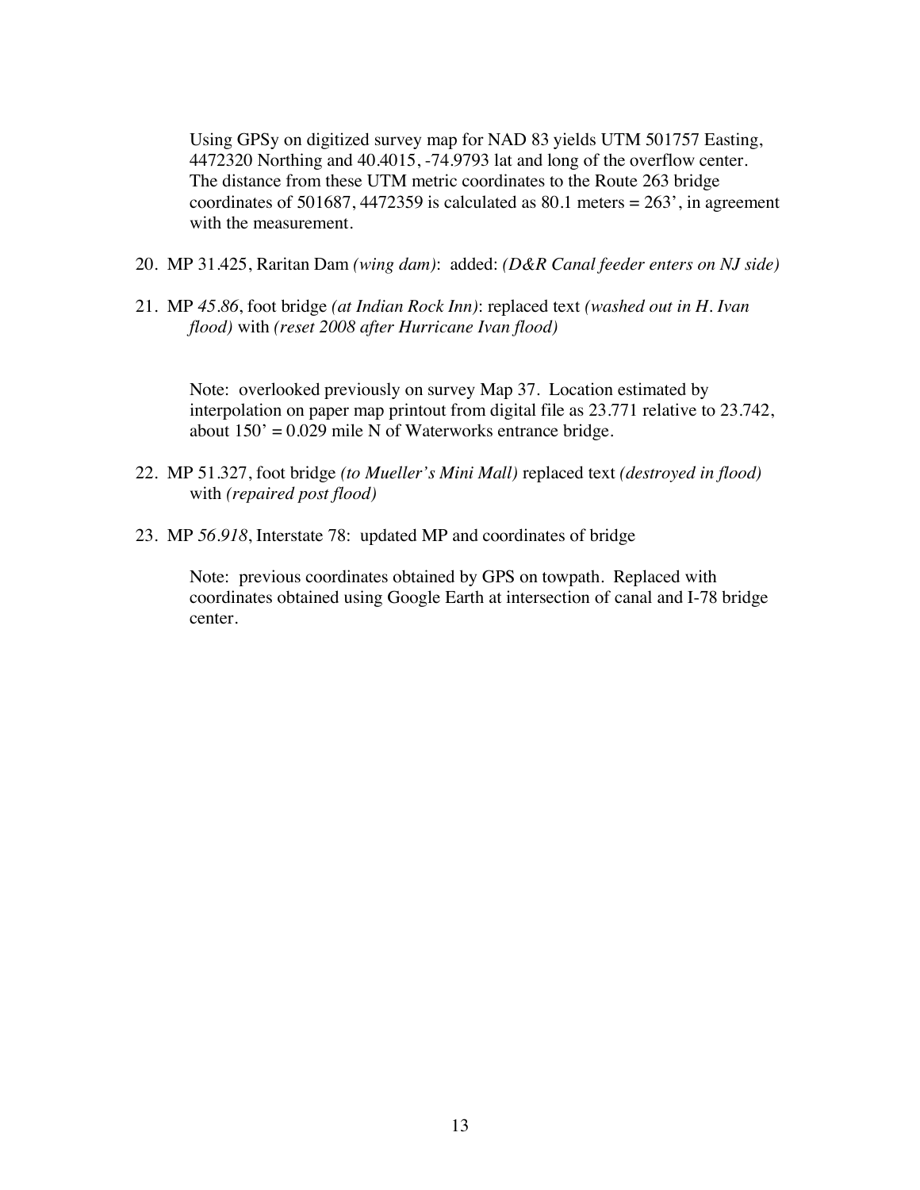Using GPSy on digitized survey map for NAD 83 yields UTM 501757 Easting, 4472320 Northing and 40.4015, -74.9793 lat and long of the overflow center. The distance from these UTM metric coordinates to the Route 263 bridge coordinates of 501687, 4472359 is calculated as 80.1 meters = 263', in agreement with the measurement.

20. MP 31.425, Raritan Dam *(wing dam)*: added: *(D&R Canal feeder enters on NJ side)*

21. MP *45.86*, foot bridge *(at Indian Rock Inn)*: replaced text *(washed out in H. Ivan flood)* with *(reset 2008 after Hurricane Ivan flood)*

    Note: overlooked previously on survey Map 37. Location estimated by interpolation on paper map printout from digital file as 23.771 relative to 23.742, about 150' = 0.029 mile N of Waterworks entrance bridge.

22. MP 51.327, foot bridge *(to Mueller's Mini Mall)* replaced text *(destroyed in flood)* with *(repaired post flood)*

23. MP *56.918*, Interstate 78: updated MP and coordinates of bridge

    Note: previous coordinates obtained by GPS on towpath. Replaced with coordinates obtained using Google Earth at intersection of canal and I-78 bridge center.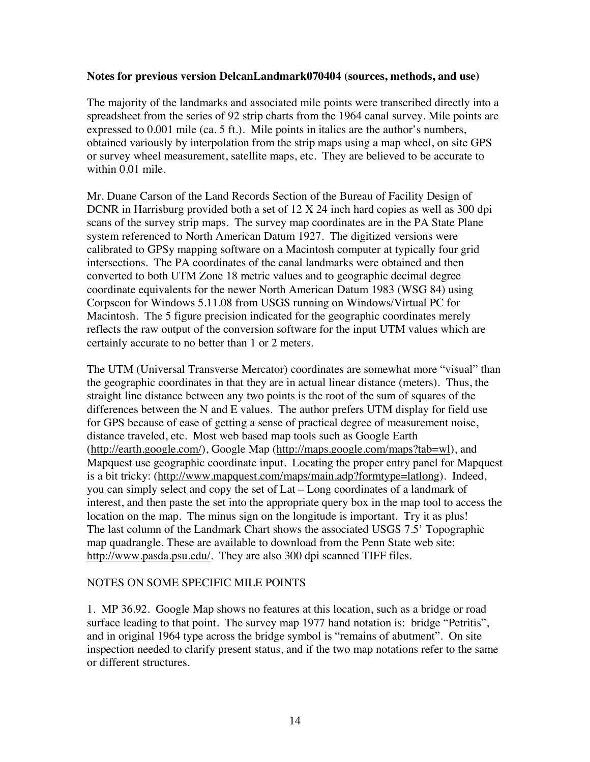**Notes for previous version DelcanLandmark070404 (sources, methods, and use)**

The majority of the landmarks and associated mile points were transcribed directly into a spreadsheet from the series of 92 strip charts from the 1964 canal survey. Mile points are expressed to 0.001 mile (ca. 5 ft.). Mile points in italics are the author's numbers, obtained variously by interpolation from the strip maps using a map wheel, on site GPS or survey wheel measurement, satellite maps, etc. They are believed to be accurate to within 0.01 mile.

Mr. Duane Carson of the Land Records Section of the Bureau of Facility Design of DCNR in Harrisburg provided both a set of 12 X 24 inch hard copies as well as 300 dpi scans of the survey strip maps. The survey map coordinates are in the PA State Plane system referenced to North American Datum 1927. The digitized versions were calibrated to GPSy mapping software on a Macintosh computer at typically four grid intersections. The PA coordinates of the canal landmarks were obtained and then converted to both UTM Zone 18 metric values and to geographic decimal degree coordinate equivalents for the newer North American Datum 1983 (WSG 84) using Corpscon for Windows 5.11.08 from USGS running on Windows/Virtual PC for Macintosh. The 5 figure precision indicated for the geographic coordinates merely reflects the raw output of the conversion software for the input UTM values which are certainly accurate to no better than 1 or 2 meters.

The UTM (Universal Transverse Mercator) coordinates are somewhat more "visual" than the geographic coordinates in that they are in actual linear distance (meters). Thus, the straight line distance between any two points is the root of the sum of squares of the differences between the N and E values. The author prefers UTM display for field use for GPS because of ease of getting a sense of practical degree of measurement noise, distance traveled, etc. Most web based map tools such as Google Earth (http://earth.google.com/), Google Map (http://maps.google.com/maps?tab=wl), and Mapquest use geographic coordinate input. Locating the proper entry panel for Mapquest is a bit tricky: (http://www.mapquest.com/maps/main.adp?formtype=latlong). Indeed, you can simply select and copy the set of Lat – Long coordinates of a landmark of interest, and then paste the set into the appropriate query box in the map tool to access the location on the map. The minus sign on the longitude is important. Try it as plus! The last column of the Landmark Chart shows the associated USGS 7.5' Topographic map quadrangle. These are available to download from the Penn State web site: http://www.pasda.psu.edu/. They are also 300 dpi scanned TIFF files.

NOTES ON SOME SPECIFIC MILE POINTS

1. MP 36.92. Google Map shows no features at this location, such as a bridge or road surface leading to that point. The survey map 1977 hand notation is: bridge "Petritis", and in original 1964 type across the bridge symbol is "remains of abutment". On site inspection needed to clarify present status, and if the two map notations refer to the same or different structures.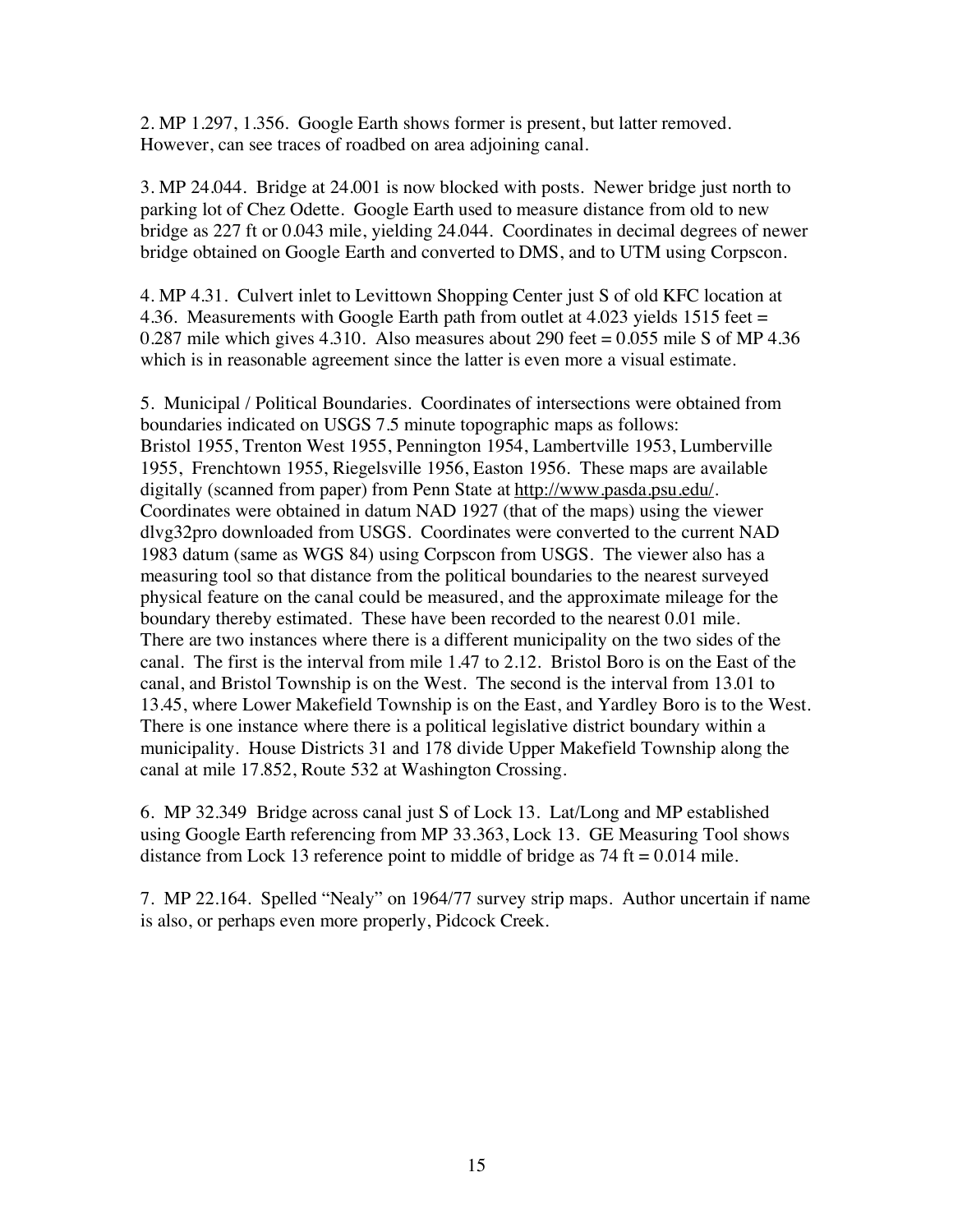2. MP 1.297, 1.356. Google Earth shows former is present, but latter removed. However, can see traces of roadbed on area adjoining canal.

3. MP 24.044. Bridge at 24.001 is now blocked with posts. Newer bridge just north to parking lot of Chez Odette. Google Earth used to measure distance from old to new bridge as 227 ft or 0.043 mile, yielding 24.044. Coordinates in decimal degrees of newer bridge obtained on Google Earth and converted to DMS, and to UTM using Corpscon.

4. MP 4.31. Culvert inlet to Levittown Shopping Center just S of old KFC location at 4.36. Measurements with Google Earth path from outlet at 4.023 yields 1515 feet = 0.287 mile which gives 4.310. Also measures about 290 feet = 0.055 mile S of MP 4.36 which is in reasonable agreement since the latter is even more a visual estimate.

5. Municipal / Political Boundaries. Coordinates of intersections were obtained from boundaries indicated on USGS 7.5 minute topographic maps as follows: Bristol 1955, Trenton West 1955, Pennington 1954, Lambertville 1953, Lumberville 1955, Frenchtown 1955, Riegelsville 1956, Easton 1956. These maps are available digitally (scanned from paper) from Penn State at http://www.pasda.psu.edu/. Coordinates were obtained in datum NAD 1927 (that of the maps) using the viewer dlvg32pro downloaded from USGS. Coordinates were converted to the current NAD 1983 datum (same as WGS 84) using Corpscon from USGS. The viewer also has a measuring tool so that distance from the political boundaries to the nearest surveyed physical feature on the canal could be measured, and the approximate mileage for the boundary thereby estimated. These have been recorded to the nearest 0.01 mile. There are two instances where there is a different municipality on the two sides of the canal. The first is the interval from mile 1.47 to 2.12. Bristol Boro is on the East of the canal, and Bristol Township is on the West. The second is the interval from 13.01 to 13.45, where Lower Makefield Township is on the East, and Yardley Boro is to the West. There is one instance where there is a political legislative district boundary within a municipality. House Districts 31 and 178 divide Upper Makefield Township along the canal at mile 17.852, Route 532 at Washington Crossing.

6. MP 32.349 Bridge across canal just S of Lock 13. Lat/Long and MP established using Google Earth referencing from MP 33.363, Lock 13. GE Measuring Tool shows distance from Lock 13 reference point to middle of bridge as 74 ft = 0.014 mile.

7. MP 22.164. Spelled "Nealy" on 1964/77 survey strip maps. Author uncertain if name is also, or perhaps even more properly, Pidcock Creek.